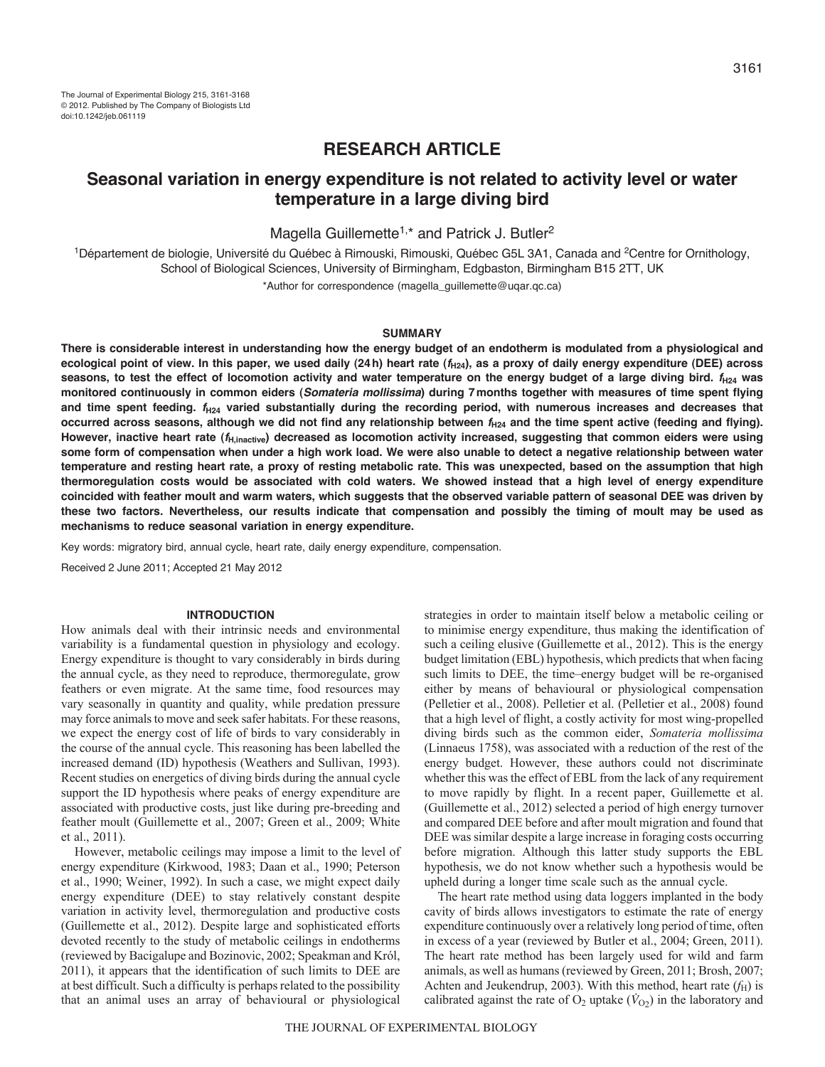The Journal of Experimental Biology 215, 3161-3168
© 2012. Published by The Company of Biologists Ltd
doi:10.1242/jeb.061119

## RESEARCH ARTICLE

# Seasonal variation in energy expenditure is not related to activity level or water temperature in a large diving bird

Magella Guillemette[1,*] and Patrick J. Butler[2]

[1]Département de biologie, Université du Québec à Rimouski, Rimouski, Québec G5L 3A1, Canada and [2]Centre for Ornithology, School of Biological Sciences, University of Birmingham, Edgbaston, Birmingham B15 2TT, UK

*Author for correspondence (magella_guillemette@uqar.qc.ca)

### SUMMARY

**There is considerable interest in understanding how the energy budget of an endotherm is modulated from a physiological and ecological point of view. In this paper, we used daily (24 h) heart rate ($f_{H24}$), as a proxy of daily energy expenditure (DEE) across seasons, to test the effect of locomotion activity and water temperature on the energy budget of a large diving bird. $f_{H24}$ was monitored continuously in common eiders (*Somateria mollissima*) during 7 months together with measures of time spent flying and time spent feeding. $f_{H24}$ varied substantially during the recording period, with numerous increases and decreases that occurred across seasons, although we did not find any relationship between $f_{H24}$ and the time spent active (feeding and flying). However, inactive heart rate ($f_{H,inactive}$) decreased as locomotion activity increased, suggesting that common eiders were using some form of compensation when under a high work load. We were also unable to detect a negative relationship between water temperature and resting heart rate, a proxy of resting metabolic rate. This was unexpected, based on the assumption that high thermoregulation costs would be associated with cold waters. We showed instead that a high level of energy expenditure coincided with feather moult and warm waters, which suggests that the observed variable pattern of seasonal DEE was driven by these two factors. Nevertheless, our results indicate that compensation and possibly the timing of moult may be used as mechanisms to reduce seasonal variation in energy expenditure.**

Key words: migratory bird, annual cycle, heart rate, daily energy expenditure, compensation.

Received 2 June 2011; Accepted 21 May 2012

### INTRODUCTION

How animals deal with their intrinsic needs and environmental variability is a fundamental question in physiology and ecology. Energy expenditure is thought to vary considerably in birds during the annual cycle, as they need to reproduce, thermoregulate, grow feathers or even migrate. At the same time, food resources may vary seasonally in quantity and quality, while predation pressure may force animals to move and seek safer habitats. For these reasons, we expect the energy cost of life of birds to vary considerably in the course of the annual cycle. This reasoning has been labelled the increased demand (ID) hypothesis (Weathers and Sullivan, 1993). Recent studies on energetics of diving birds during the annual cycle support the ID hypothesis where peaks of energy expenditure are associated with productive costs, just like during pre-breeding and feather moult (Guillemette et al., 2007; Green et al., 2009; White et al., 2011).

However, metabolic ceilings may impose a limit to the level of energy expenditure (Kirkwood, 1983; Daan et al., 1990; Peterson et al., 1990; Weiner, 1992). In such a case, we might expect daily energy expenditure (DEE) to stay relatively constant despite variation in activity level, thermoregulation and productive costs (Guillemette et al., 2012). Despite large and sophisticated efforts devoted recently to the study of metabolic ceilings in endotherms (reviewed by Bacigalupe and Bozinovic, 2002; Speakman and Król, 2011), it appears that the identification of such limits to DEE are at best difficult. Such a difficulty is perhaps related to the possibility that an animal uses an array of behavioural or physiological strategies in order to maintain itself below a metabolic ceiling or to minimise energy expenditure, thus making the identification of such a ceiling elusive (Guillemette et al., 2012). This is the energy budget limitation (EBL) hypothesis, which predicts that when facing such limits to DEE, the time–energy budget will be re-organised either by means of behavioural or physiological compensation (Pelletier et al., 2008). Pelletier et al. (Pelletier et al., 2008) found that a high level of flight, a costly activity for most wing-propelled diving birds such as the common eider, *Somateria mollissima* (Linnaeus 1758), was associated with a reduction of the rest of the energy budget. However, these authors could not discriminate whether this was the effect of EBL from the lack of any requirement to move rapidly by flight. In a recent paper, Guillemette et al. (Guillemette et al., 2012) selected a period of high energy turnover and compared DEE before and after moult migration and found that DEE was similar despite a large increase in foraging costs occurring before migration. Although this latter study supports the EBL hypothesis, we do not know whether such a hypothesis would be upheld during a longer time scale such as the annual cycle.

The heart rate method using data loggers implanted in the body cavity of birds allows investigators to estimate the rate of energy expenditure continuously over a relatively long period of time, often in excess of a year (reviewed by Butler et al., 2004; Green, 2011). The heart rate method has been largely used for wild and farm animals, as well as humans (reviewed by Green, 2011; Brosh, 2007; Achten and Jeukendrup, 2003). With this method, heart rate ($f_H$) is calibrated against the rate of $O_2$ uptake ($\dot{V}_{O_2}$) in the laboratory and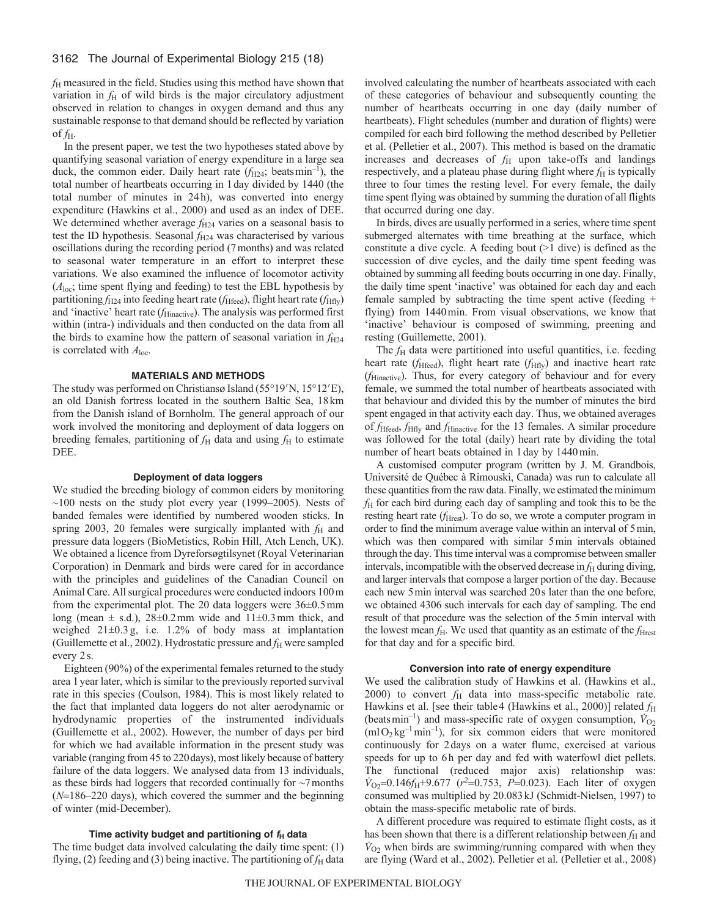$f_H$ measured in the field. Studies using this method have shown that variation in $f_H$ of wild birds is the major circulatory adjustment observed in relation to changes in oxygen demand and thus any sustainable response to that demand should be reflected by variation of $f_H$.

In the present paper, we test the two hypotheses stated above by quantifying seasonal variation of energy expenditure in a large sea duck, the common eider. Daily heart rate ($f_{H24}$; beats $min^{-1}$), the total number of heartbeats occurring in 1 day divided by 1440 (the total number of minutes in 24 h), was converted into energy expenditure (Hawkins et al., 2000) and used as an index of DEE. We determined whether average $f_{H24}$ varies on a seasonal basis to test the ID hypothesis. Seasonal $f_{H24}$ was characterised by various oscillations during the recording period (7 months) and was related to seasonal water temperature in an effort to interpret these variations. We also examined the influence of locomotor activity ($A_{loc}$; time spent flying and feeding) to test the EBL hypothesis by partitioning $f_{H24}$ into feeding heart rate ($f_{Hfeed}$), flight heart rate ($f_{Hfly}$) and 'inactive' heart rate ($f_{Hinactive}$). The analysis was performed first within (intra-) individuals and then conducted on the data from all the birds to examine how the pattern of seasonal variation in $f_{H24}$ is correlated with $A_{loc}$.

## MATERIALS AND METHODS

The study was performed on Christiansø Island (55°19′N, 15°12′E), an old Danish fortress located in the southern Baltic Sea, 18 km from the Danish island of Bornholm. The general approach of our work involved the monitoring and deployment of data loggers on breeding females, partitioning of $f_H$ data and using $f_H$ to estimate DEE.

### Deployment of data loggers

We studied the breeding biology of common eiders by monitoring ~100 nests on the study plot every year (1999–2005). Nests of banded females were identified by numbered wooden sticks. In spring 2003, 20 females were surgically implanted with $f_H$ and pressure data loggers (BioMetistics, Robin Hill, Atch Lench, UK). We obtained a licence from Dyreforsøgtilsynet (Royal Veterinarian Corporation) in Denmark and birds were cared for in accordance with the principles and guidelines of the Canadian Council on Animal Care. All surgical procedures were conducted indoors 100 m from the experimental plot. The 20 data loggers were 36±0.5 mm long (mean ± s.d.), 28±0.2 mm wide and 11±0.3 mm thick, and weighed 21±0.3 g, i.e. 1.2% of body mass at implantation (Guillemette et al., 2002). Hydrostatic pressure and $f_H$ were sampled every 2 s.

Eighteen (90%) of the experimental females returned to the study area 1 year later, which is similar to the previously reported survival rate in this species (Coulson, 1984). This is most likely related to the fact that implanted data loggers do not alter aerodynamic or hydrodynamic properties of the instrumented individuals (Guillemette et al., 2002). However, the number of days per bird for which we had available information in the present study was variable (ranging from 45 to 220 days), most likely because of battery failure of the data loggers. We analysed data from 13 individuals, as these birds had loggers that recorded continually for ~7 months ($N$=186–220 days), which covered the summer and the beginning of winter (mid-December).

### Time activity budget and partitioning of $f_H$ data

The time budget data involved calculating the daily time spent: (1) flying, (2) feeding and (3) being inactive. The partitioning of $f_H$ data involved calculating the number of heartbeats associated with each of these categories of behaviour and subsequently counting the number of heartbeats occurring in one day (daily number of heartbeats). Flight schedules (number and duration of flights) were compiled for each bird following the method described by Pelletier et al. (Pelletier et al., 2007). This method is based on the dramatic increases and decreases of $f_H$ upon take-offs and landings respectively, and a plateau phase during flight where $f_H$ is typically three to four times the resting level. For every female, the daily time spent flying was obtained by summing the duration of all flights that occurred during one day.

In birds, dives are usually performed in a series, where time spent submerged alternates with time breathing at the surface, which constitute a dive cycle. A feeding bout (>1 dive) is defined as the succession of dive cycles, and the daily time spent feeding was obtained by summing all feeding bouts occurring in one day. Finally, the daily time spent 'inactive' was obtained for each day and each female sampled by subtracting the time spent active (feeding + flying) from 1440 min. From visual observations, we know that 'inactive' behaviour is composed of swimming, preening and resting (Guillemette, 2001).

The $f_H$ data were partitioned into useful quantities, i.e. feeding heart rate ($f_{Hfeed}$), flight heart rate ($f_{Hfly}$) and inactive heart rate ($f_{Hinactive}$). Thus, for every category of behaviour and for every female, we summed the total number of heartbeats associated with that behaviour and divided this by the number of minutes the bird spent engaged in that activity each day. Thus, we obtained averages of $f_{Hfeed}$, $f_{Hfly}$ and $f_{Hinactive}$ for the 13 females. A similar procedure was followed for the total (daily) heart rate by dividing the total number of heart beats obtained in 1 day by 1440 min.

A customised computer program (written by J. M. Grandbois, Université de Québec à Rimouski, Canada) was run to calculate all these quantities from the raw data. Finally, we estimated the minimum $f_H$ for each bird during each day of sampling and took this to be the resting heart rate ($f_{Hrest}$). To do so, we wrote a computer program in order to find the minimum average value within an interval of 5 min, which was then compared with similar 5 min intervals obtained through the day. This time interval was a compromise between smaller intervals, incompatible with the observed decrease in $f_H$ during diving, and larger intervals that compose a larger portion of the day. Because each new 5 min interval was searched 20 s later than the one before, we obtained 4306 such intervals for each day of sampling. The end result of that procedure was the selection of the 5 min interval with the lowest mean $f_H$. We used that quantity as an estimate of the $f_{Hrest}$ for that day and for a specific bird.

### Conversion into rate of energy expenditure

We used the calibration study of Hawkins et al. (Hawkins et al., 2000) to convert $f_H$ data into mass-specific metabolic rate. Hawkins et al. [see their table 4 (Hawkins et al., 2000)] related $f_H$ (beats $min^{-1}$) and mass-specific rate of oxygen consumption, $\dot{V}_{O_2}$ ($ml\,O_2\,kg^{-1}\,min^{-1}$), for six common eiders that were monitored continuously for 2 days on a water flume, exercised at various speeds for up to 6 h per day and fed with waterfowl diet pellets. The functional (reduced major axis) relationship was: $\dot{V}_{O_2}$=0.146$f_H$+9.677 ($r^2$=0.753, $P$=0.023). Each liter of oxygen consumed was multiplied by 20.083 kJ (Schmidt-Nielsen, 1997) to obtain the mass-specific metabolic rate of birds.

A different procedure was required to estimate flight costs, as it has been shown that there is a different relationship between $f_H$ and $\dot{V}_{O_2}$ when birds are swimming/running compared with when they are flying (Ward et al., 2002). Pelletier et al. (Pelletier et al., 2008)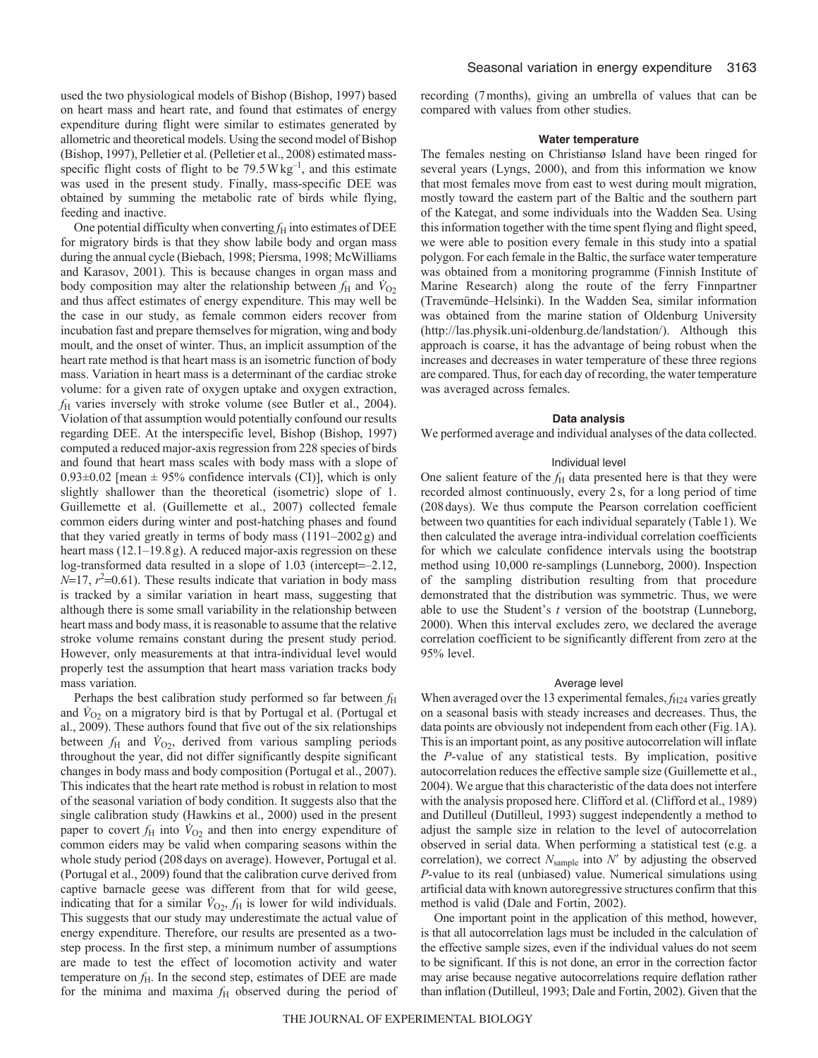used the two physiological models of Bishop (Bishop, 1997) based on heart mass and heart rate, and found that estimates of energy expenditure during flight were similar to estimates generated by allometric and theoretical models. Using the second model of Bishop (Bishop, 1997), Pelletier et al. (Pelletier et al., 2008) estimated mass-specific flight costs of flight to be $79.5\,\mathrm{W\,kg^{-1}}$, and this estimate was used in the present study. Finally, mass-specific DEE was obtained by summing the metabolic rate of birds while flying, feeding and inactive.

One potential difficulty when converting $f_H$ into estimates of DEE for migratory birds is that they show labile body and organ mass during the annual cycle (Biebach, 1998; Piersma, 1998; McWilliams and Karasov, 2001). This is because changes in organ mass and body composition may alter the relationship between $f_H$ and $\dot{V}_{O_2}$ and thus affect estimates of energy expenditure. This may well be the case in our study, as female common eiders recover from incubation fast and prepare themselves for migration, wing and body moult, and the onset of winter. Thus, an implicit assumption of the heart rate method is that heart mass is an isometric function of body mass. Variation in heart mass is a determinant of the cardiac stroke volume: for a given rate of oxygen uptake and oxygen extraction, $f_H$ varies inversely with stroke volume (see Butler et al., 2004). Violation of that assumption would potentially confound our results regarding DEE. At the interspecific level, Bishop (Bishop, 1997) computed a reduced major-axis regression from 228 species of birds and found that heart mass scales with body mass with a slope of $0.93\pm0.02$ [mean $\pm$ 95% confidence intervals (CI)], which is only slightly shallower than the theoretical (isometric) slope of 1. Guillemette et al. (Guillemette et al., 2007) collected female common eiders during winter and post-hatching phases and found that they varied greatly in terms of body mass (1191–2002 g) and heart mass (12.1–19.8 g). A reduced major-axis regression on these log-transformed data resulted in a slope of 1.03 (intercept=–2.12, $N$=17, $r^2$=0.61). These results indicate that variation in body mass is tracked by a similar variation in heart mass, suggesting that although there is some small variability in the relationship between heart mass and body mass, it is reasonable to assume that the relative stroke volume remains constant during the present study period. However, only measurements at that intra-individual level would properly test the assumption that heart mass variation tracks body mass variation.

Perhaps the best calibration study performed so far between $f_H$ and $\dot{V}_{O_2}$ on a migratory bird is that by Portugal et al. (Portugal et al., 2009). These authors found that five out of the six relationships between $f_H$ and $\dot{V}_{O_2}$, derived from various sampling periods throughout the year, did not differ significantly despite significant changes in body mass and body composition (Portugal et al., 2007). This indicates that the heart rate method is robust in relation to most of the seasonal variation of body condition. It suggests also that the single calibration study (Hawkins et al., 2000) used in the present paper to covert $f_H$ into $\dot{V}_{O_2}$ and then into energy expenditure of common eiders may be valid when comparing seasons within the whole study period (208 days on average). However, Portugal et al. (Portugal et al., 2009) found that the calibration curve derived from captive barnacle geese was different from that for wild geese, indicating that for a similar $\dot{V}_{O_2}$, $f_H$ is lower for wild individuals. This suggests that our study may underestimate the actual value of energy expenditure. Therefore, our results are presented as a two-step process. In the first step, a minimum number of assumptions are made to test the effect of locomotion activity and water temperature on $f_H$. In the second step, estimates of DEE are made for the minima and maxima $f_H$ observed during the period of recording (7 months), giving an umbrella of values that can be compared with values from other studies.

### Water temperature

The females nesting on Christiansø Island have been ringed for several years (Lyngs, 2000), and from this information we know that most females move from east to west during moult migration, mostly toward the eastern part of the Baltic and the southern part of the Kategat, and some individuals into the Wadden Sea. Using this information together with the time spent flying and flight speed, we were able to position every female in this study into a spatial polygon. For each female in the Baltic, the surface water temperature was obtained from a monitoring programme (Finnish Institute of Marine Research) along the route of the ferry Finnpartner (Travemünde–Helsinki). In the Wadden Sea, similar information was obtained from the marine station of Oldenburg University (http://las.physik.uni-oldenburg.de/landstation/). Although this approach is coarse, it has the advantage of being robust when the increases and decreases in water temperature of these three regions are compared. Thus, for each day of recording, the water temperature was averaged across females.

### Data analysis

We performed average and individual analyses of the data collected.

#### Individual level

One salient feature of the $f_H$ data presented here is that they were recorded almost continuously, every 2 s, for a long period of time (208 days). We thus compute the Pearson correlation coefficient between two quantities for each individual separately (Table 1). We then calculated the average intra-individual correlation coefficients for which we calculate confidence intervals using the bootstrap method using 10,000 re-samplings (Lunneborg, 2000). Inspection of the sampling distribution resulting from that procedure demonstrated that the distribution was symmetric. Thus, we were able to use the Student's $t$ version of the bootstrap (Lunneborg, 2000). When this interval excludes zero, we declared the average correlation coefficient to be significantly different from zero at the 95% level.

#### Average level

When averaged over the 13 experimental females, $f_{H24}$ varies greatly on a seasonal basis with steady increases and decreases. Thus, the data points are obviously not independent from each other (Fig. 1A). This is an important point, as any positive autocorrelation will inflate the $P$-value of any statistical tests. By implication, positive autocorrelation reduces the effective sample size (Guillemette et al., 2004). We argue that this characteristic of the data does not interfere with the analysis proposed here. Clifford et al. (Clifford et al., 1989) and Dutilleul (Dutilleul, 1993) suggest independently a method to adjust the sample size in relation to the level of autocorrelation observed in serial data. When performing a statistical test (e.g. a correlation), we correct $N_{\mathrm{sample}}$ into $N'$ by adjusting the observed $P$-value to its real (unbiased) value. Numerical simulations using artificial data with known autoregressive structures confirm that this method is valid (Dale and Fortin, 2002).

One important point in the application of this method, however, is that all autocorrelation lags must be included in the calculation of the effective sample sizes, even if the individual values do not seem to be significant. If this is not done, an error in the correction factor may arise because negative autocorrelations require deflation rather than inflation (Dutilleul, 1993; Dale and Fortin, 2002). Given that the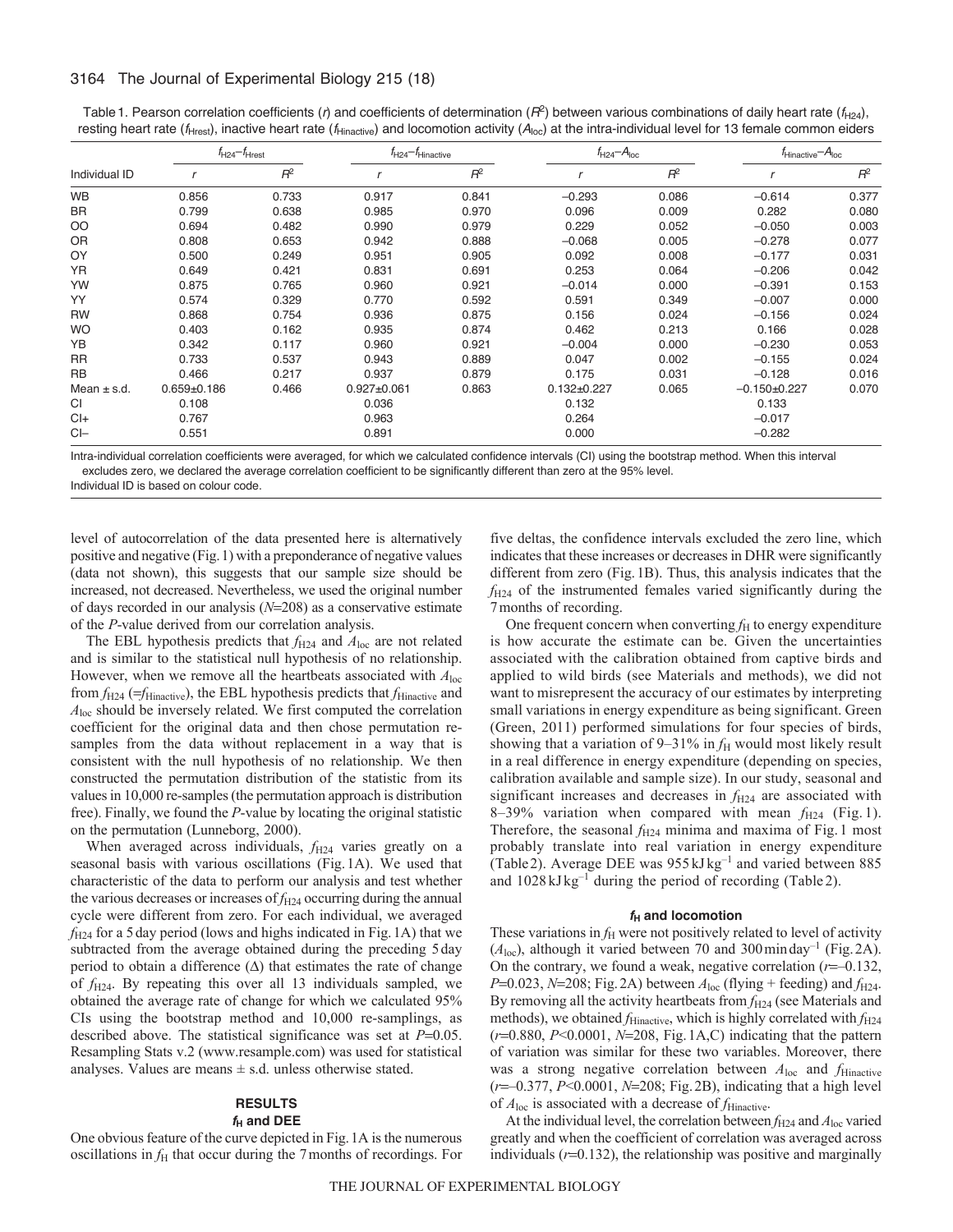Table 1. Pearson correlation coefficients ($r$) and coefficients of determination ($R^2$) between various combinations of daily heart rate ($f_{H24}$), resting heart rate ($f_{Hrest}$), inactive heart rate ($f_{Hinactive}$) and locomotion activity ($A_{loc}$) at the intra-individual level for 13 female common eiders

| | $f_{H24}$–$f_{Hrest}$ | | $f_{H24}$–$f_{Hinactive}$ | | $f_{H24}$–$A_{loc}$ | | $f_{Hinactive}$–$A_{loc}$ | |
|---|---|---|---|---|---|---|---|---|
| Individual ID | $r$ | $R^2$ | $r$ | $R^2$ | $r$ | $R^2$ | $r$ | $R^2$ |
| WB | 0.856 | 0.733 | 0.917 | 0.841 | −0.293 | 0.086 | −0.614 | 0.377 |
| BR | 0.799 | 0.638 | 0.985 | 0.970 | 0.096 | 0.009 | 0.282 | 0.080 |
| OO | 0.694 | 0.482 | 0.990 | 0.979 | 0.229 | 0.052 | −0.050 | 0.003 |
| OR | 0.808 | 0.653 | 0.942 | 0.888 | −0.068 | 0.005 | −0.278 | 0.077 |
| OY | 0.500 | 0.249 | 0.951 | 0.905 | 0.092 | 0.008 | −0.177 | 0.031 |
| YR | 0.649 | 0.421 | 0.831 | 0.691 | 0.253 | 0.064 | −0.206 | 0.042 |
| YW | 0.875 | 0.765 | 0.960 | 0.921 | −0.014 | 0.000 | −0.391 | 0.153 |
| YY | 0.574 | 0.329 | 0.770 | 0.592 | 0.591 | 0.349 | −0.007 | 0.000 |
| RW | 0.868 | 0.754 | 0.936 | 0.875 | 0.156 | 0.024 | −0.156 | 0.024 |
| WO | 0.403 | 0.162 | 0.935 | 0.874 | 0.462 | 0.213 | 0.166 | 0.028 |
| YB | 0.342 | 0.117 | 0.960 | 0.921 | −0.004 | 0.000 | −0.230 | 0.053 |
| RR | 0.733 | 0.537 | 0.943 | 0.889 | 0.047 | 0.002 | −0.155 | 0.024 |
| RB | 0.466 | 0.217 | 0.937 | 0.879 | 0.175 | 0.031 | −0.128 | 0.016 |
| Mean ± s.d. | 0.659±0.186 | 0.466 | 0.927±0.061 | 0.863 | 0.132±0.227 | 0.065 | −0.150±0.227 | 0.070 |
| CI | 0.108 | | 0.036 | | 0.132 | | 0.133 | |
| CI+ | 0.767 | | 0.963 | | 0.264 | | −0.017 | |
| CI− | 0.551 | | 0.891 | | 0.000 | | −0.282 | |

Intra-individual correlation coefficients were averaged, for which we calculated confidence intervals (CI) using the bootstrap method. When this interval excludes zero, we declared the average correlation coefficient to be significantly different than zero at the 95% level.
Individual ID is based on colour code.

level of autocorrelation of the data presented here is alternatively positive and negative (Fig. 1) with a preponderance of negative values (data not shown), this suggests that our sample size should be increased, not decreased. Nevertheless, we used the original number of days recorded in our analysis ($N$=208) as a conservative estimate of the $P$-value derived from our correlation analysis.

The EBL hypothesis predicts that $f_{H24}$ and $A_{loc}$ are not related and is similar to the statistical null hypothesis of no relationship. However, when we remove all the heartbeats associated with $A_{loc}$ from $f_{H24}$ (=$f_{Hinactive}$), the EBL hypothesis predicts that $f_{Hinactive}$ and $A_{loc}$ should be inversely related. We first computed the correlation coefficient for the original data and then chose permutation re-samples from the data without replacement in a way that is consistent with the null hypothesis of no relationship. We then constructed the permutation distribution of the statistic from its values in 10,000 re-samples (the permutation approach is distribution free). Finally, we found the $P$-value by locating the original statistic on the permutation (Lunneborg, 2000).

When averaged across individuals, $f_{H24}$ varies greatly on a seasonal basis with various oscillations (Fig. 1A). We used that characteristic of the data to perform our analysis and test whether the various decreases or increases of $f_{H24}$ occurring during the annual cycle were different from zero. For each individual, we averaged $f_{H24}$ for a 5 day period (lows and highs indicated in Fig. 1A) that we subtracted from the average obtained during the preceding 5 day period to obtain a difference (Δ) that estimates the rate of change of $f_{H24}$. By repeating this over all 13 individuals sampled, we obtained the average rate of change for which we calculated 95% CIs using the bootstrap method and 10,000 re-samplings, as described above. The statistical significance was set at $P$=0.05. Resampling Stats v.2 (www.resample.com) was used for statistical analyses. Values are means ± s.d. unless otherwise stated.

## RESULTS

### $f_H$ and DEE

One obvious feature of the curve depicted in Fig. 1A is the numerous oscillations in $f_H$ that occur during the 7 months of recordings. For five deltas, the confidence intervals excluded the zero line, which indicates that these increases or decreases in DHR were significantly different from zero (Fig. 1B). Thus, this analysis indicates that the $f_{H24}$ of the instrumented females varied significantly during the 7 months of recording.

One frequent concern when converting $f_H$ to energy expenditure is how accurate the estimate can be. Given the uncertainties associated with the calibration obtained from captive birds and applied to wild birds (see Materials and methods), we did not want to misrepresent the accuracy of our estimates by interpreting small variations in energy expenditure as being significant. Green (Green, 2011) performed simulations for four species of birds, showing that a variation of 9–31% in $f_H$ would most likely result in a real difference in energy expenditure (depending on species, calibration available and sample size). In our study, seasonal and significant increases and decreases in $f_{H24}$ are associated with 8–39% variation when compared with mean $f_{H24}$ (Fig. 1). Therefore, the seasonal $f_{H24}$ minima and maxima of Fig. 1 most probably translate into real variation in energy expenditure (Table 2). Average DEE was 955 kJ kg$^{-1}$ and varied between 885 and 1028 kJ kg$^{-1}$ during the period of recording (Table 2).

### $f_H$ and locomotion

These variations in $f_H$ were not positively related to level of activity ($A_{loc}$), although it varied between 70 and 300 min day$^{-1}$ (Fig. 2A). On the contrary, we found a weak, negative correlation ($r$=–0.132, $P$=0.023, $N$=208; Fig. 2A) between $A_{loc}$ (flying + feeding) and $f_{H24}$. By removing all the activity heartbeats from $f_{H24}$ (see Materials and methods), we obtained $f_{Hinactive}$, which is highly correlated with $f_{H24}$ ($r$=0.880, $P$<0.0001, $N$=208, Fig. 1A,C) indicating that the pattern of variation was similar for these two variables. Moreover, there was a strong negative correlation between $A_{loc}$ and $f_{Hinactive}$ ($r$=–0.377, $P$<0.0001, $N$=208; Fig. 2B), indicating that a high level of $A_{loc}$ is associated with a decrease of $f_{Hinactive}$.

At the individual level, the correlation between $f_{H24}$ and $A_{loc}$ varied greatly and when the coefficient of correlation was averaged across individuals ($r$=0.132), the relationship was positive and marginally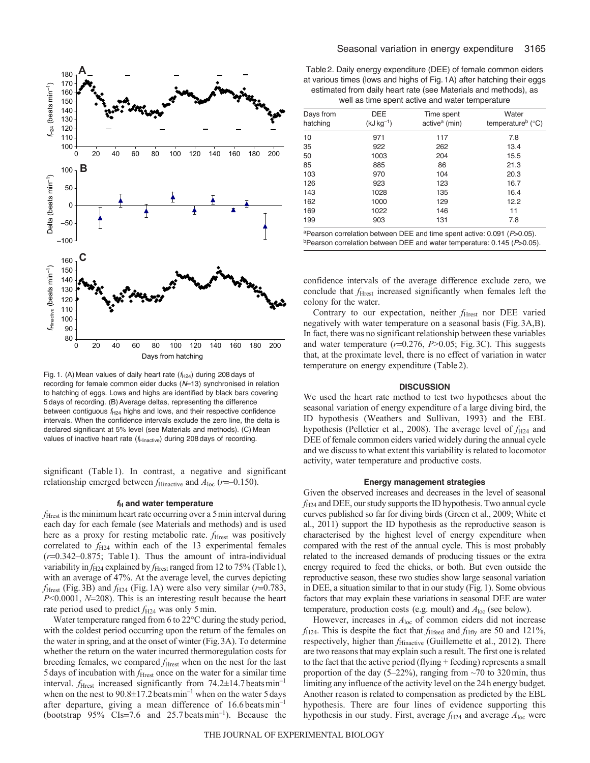Fig. 1. (A) Mean values of daily heart rate ($f_{H24}$) during 208 days of recording for female common eider ducks ($N$=13) synchronised in relation to hatching of eggs. Lows and highs are identified by black bars covering 5 days of recording. (B) Average deltas, representing the difference between contiguous $f_{H24}$ highs and lows, and their respective confidence intervals. When the confidence intervals exclude the zero line, the delta is declared significant at 5% level (see Materials and methods). (C) Mean values of inactive heart rate ($f_{Hinactive}$) during 208 days of recording.

significant (Table 1). In contrast, a negative and significant relationship emerged between $f_{Hinactive}$ and $A_{loc}$ ($r$=–0.150).

### $f_H$ and water temperature

$f_{Hrest}$ is the minimum heart rate occurring over a 5 min interval during each day for each female (see Materials and methods) and is used here as a proxy for resting metabolic rate. $f_{Hrest}$ was positively correlated to $f_{H24}$ within each of the 13 experimental females ($r$=0.342–0.875; Table 1). Thus the amount of intra-individual variability in $f_{H24}$ explained by $f_{Hrest}$ ranged from 12 to 75% (Table 1), with an average of 47%. At the average level, the curves depicting $f_{Hrest}$ (Fig. 3B) and $f_{H24}$ (Fig. 1A) were also very similar ($r$=0.783, $P$<0.0001, $N$=208). This is an interesting result because the heart rate period used to predict $f_{H24}$ was only 5 min.

Water temperature ranged from 6 to 22°C during the study period, with the coldest period occurring upon the return of the females on the water in spring, and at the onset of winter (Fig. 3A). To determine whether the return on the water incurred thermoregulation costs for breeding females, we compared $f_{Hrest}$ when on the nest for the last 5 days of incubation with $f_{Hrest}$ once on the water for a similar time interval. $f_{Hrest}$ increased significantly from 74.2±14.7 beats min$^{-1}$ when on the nest to 90.8±17.2 beats min$^{-1}$ when on the water 5 days after departure, giving a mean difference of 16.6 beats min$^{-1}$ (bootstrap 95% CIs=7.6 and 25.7 beats min$^{-1}$). Because the confidence intervals of the average difference exclude zero, we conclude that $f_{Hrest}$ increased significantly when females left the colony for the water.

Table 2. Daily energy expenditure (DEE) of female common eiders at various times (lows and highs of Fig. 1A) after hatching their eggs estimated from daily heart rate (see Materials and methods), as well as time spent active and water temperature

| Days from hatching | DEE (kJ kg$^{-1}$) | Time spent active[a] (min) | Water temperature[b] (°C) |
|---|---|---|---|
| 10 | 971 | 117 | 7.8 |
| 35 | 922 | 262 | 13.4 |
| 50 | 1003 | 204 | 15.5 |
| 85 | 885 | 86 | 21.3 |
| 103 | 970 | 104 | 20.3 |
| 126 | 923 | 123 | 16.7 |
| 143 | 1028 | 135 | 16.4 |
| 162 | 1000 | 129 | 12.2 |
| 169 | 1022 | 146 | 11 |
| 199 | 903 | 131 | 7.8 |

[a]Pearson correlation between DEE and time spent active: 0.091 ($P$>0.05).
[b]Pearson correlation between DEE and water temperature: 0.145 ($P$>0.05).

Contrary to our expectation, neither $f_{Hrest}$ nor DEE varied negatively with water temperature on a seasonal basis (Fig. 3A,B). In fact, there was no significant relationship between these variables and water temperature ($r$=0.276, $P$>0.05; Fig. 3C). This suggests that, at the proximate level, there is no effect of variation in water temperature on energy expenditure (Table 2).

## DISCUSSION

We used the heart rate method to test two hypotheses about the seasonal variation of energy expenditure of a large diving bird, the ID hypothesis (Weathers and Sullivan, 1993) and the EBL hypothesis (Pelletier et al., 2008). The average level of $f_{H24}$ and DEE of female common eiders varied widely during the annual cycle and we discuss to what extent this variability is related to locomotor activity, water temperature and productive costs.

### Energy management strategies

Given the observed increases and decreases in the level of seasonal $f_{H24}$ and DEE, our study supports the ID hypothesis. Two annual cycle curves published so far for diving birds (Green et al., 2009; White et al., 2011) support the ID hypothesis as the reproductive season is characterised by the highest level of energy expenditure when compared with the rest of the annual cycle. This is most probably related to the increased demands of producing tissues or the extra energy required to feed the chicks, or both. But even outside the reproductive season, these two studies show large seasonal variation in DEE, a situation similar to that in our study (Fig. 1). Some obvious factors that may explain these variations in seasonal DEE are water temperature, production costs (e.g. moult) and $A_{loc}$ (see below).

However, increases in $A_{loc}$ of common eiders did not increase $f_{H24}$. This is despite the fact that $f_{Hfeed}$ and $f_{Hfly}$ are 50 and 121%, respectively, higher than $f_{Hinactive}$ (Guillemette et al., 2012). There are two reasons that may explain such a result. The first one is related to the fact that the active period (flying + feeding) represents a small proportion of the day (5–22%), ranging from ~70 to 320 min, thus limiting any influence of the activity level on the 24 h energy budget. Another reason is related to compensation as predicted by the EBL hypothesis. There are four lines of evidence supporting this hypothesis in our study. First, average $f_{H24}$ and average $A_{loc}$ were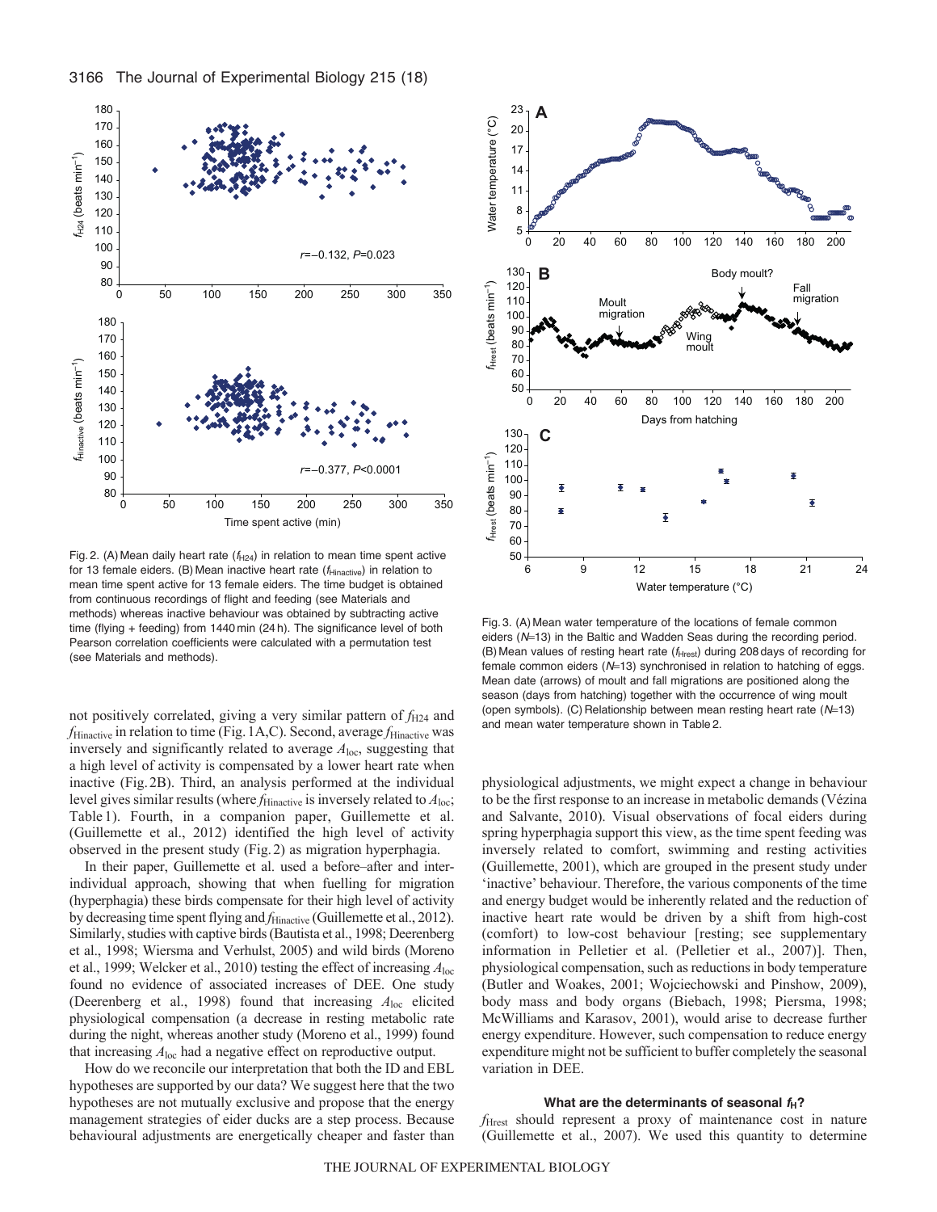Fig. 2. (A) Mean daily heart rate ($f_{H24}$) in relation to mean time spent active for 13 female eiders. (B) Mean inactive heart rate ($f_{Hinactive}$) in relation to mean time spent active for 13 female eiders. The time budget is obtained from continuous recordings of flight and feeding (see Materials and methods) whereas inactive behaviour was obtained by subtracting active time (flying + feeding) from 1440 min (24 h). The significance level of both Pearson correlation coefficients were calculated with a permutation test (see Materials and methods).

Fig. 3. (A) Mean water temperature of the locations of female common eiders ($N$=13) in the Baltic and Wadden Seas during the recording period. (B) Mean values of resting heart rate ($f_{Hrest}$) during 208 days of recording for female common eiders ($N$=13) synchronised in relation to hatching of eggs. Mean date (arrows) of moult and fall migrations are positioned along the season (days from hatching) together with the occurrence of wing moult (open symbols). (C) Relationship between mean resting heart rate ($N$=13) and mean water temperature shown in Table 2.

not positively correlated, giving a very similar pattern of $f_{H24}$ and $f_{Hinactive}$ in relation to time (Fig. 1A,C). Second, average $f_{Hinactive}$ was inversely and significantly related to average $A_{loc}$, suggesting that a high level of activity is compensated by a lower heart rate when inactive (Fig. 2B). Third, an analysis performed at the individual level gives similar results (where $f_{Hinactive}$ is inversely related to $A_{loc}$; Table 1). Fourth, in a companion paper, Guillemette et al. (Guillemette et al., 2012) identified the high level of activity observed in the present study (Fig. 2) as migration hyperphagia.

In their paper, Guillemette et al. used a before–after and inter-individual approach, showing that when fuelling for migration (hyperphagia) these birds compensate for their high level of activity by decreasing time spent flying and $f_{Hinactive}$ (Guillemette et al., 2012). Similarly, studies with captive birds (Bautista et al., 1998; Deerenberg et al., 1998; Wiersma and Verhulst, 2005) and wild birds (Moreno et al., 1999; Welcker et al., 2010) testing the effect of increasing $A_{loc}$ found no evidence of associated increases of DEE. One study (Deerenberg et al., 1998) found that increasing $A_{loc}$ elicited physiological compensation (a decrease in resting metabolic rate during the night, whereas another study (Moreno et al., 1999) found that increasing $A_{loc}$ had a negative effect on reproductive output.

How do we reconcile our interpretation that both the ID and EBL hypotheses are supported by our data? We suggest here that the two hypotheses are not mutually exclusive and propose that the energy management strategies of eider ducks are a step process. Because behavioural adjustments are energetically cheaper and faster than physiological adjustments, we might expect a change in behaviour to be the first response to an increase in metabolic demands (Vézina and Salvante, 2010). Visual observations of focal eiders during spring hyperphagia support this view, as the time spent feeding was inversely related to comfort, swimming and resting activities (Guillemette, 2001), which are grouped in the present study under 'inactive' behaviour. Therefore, the various components of the time and energy budget would be inherently related and the reduction of inactive heart rate would be driven by a shift from high-cost (comfort) to low-cost behaviour [resting; see supplementary information in Pelletier et al. (Pelletier et al., 2007)]. Then, physiological compensation, such as reductions in body temperature (Butler and Woakes, 2001; Wojciechowski and Pinshow, 2009), body mass and body organs (Biebach, 1998; Piersma, 1998; McWilliams and Karasov, 2001), would arise to decrease further energy expenditure. However, such compensation to reduce energy expenditure might not be sufficient to buffer completely the seasonal variation in DEE.

### What are the determinants of seasonal $f_H$?

$f_{Hrest}$ should represent a proxy of maintenance cost in nature (Guillemette et al., 2007). We used this quantity to determine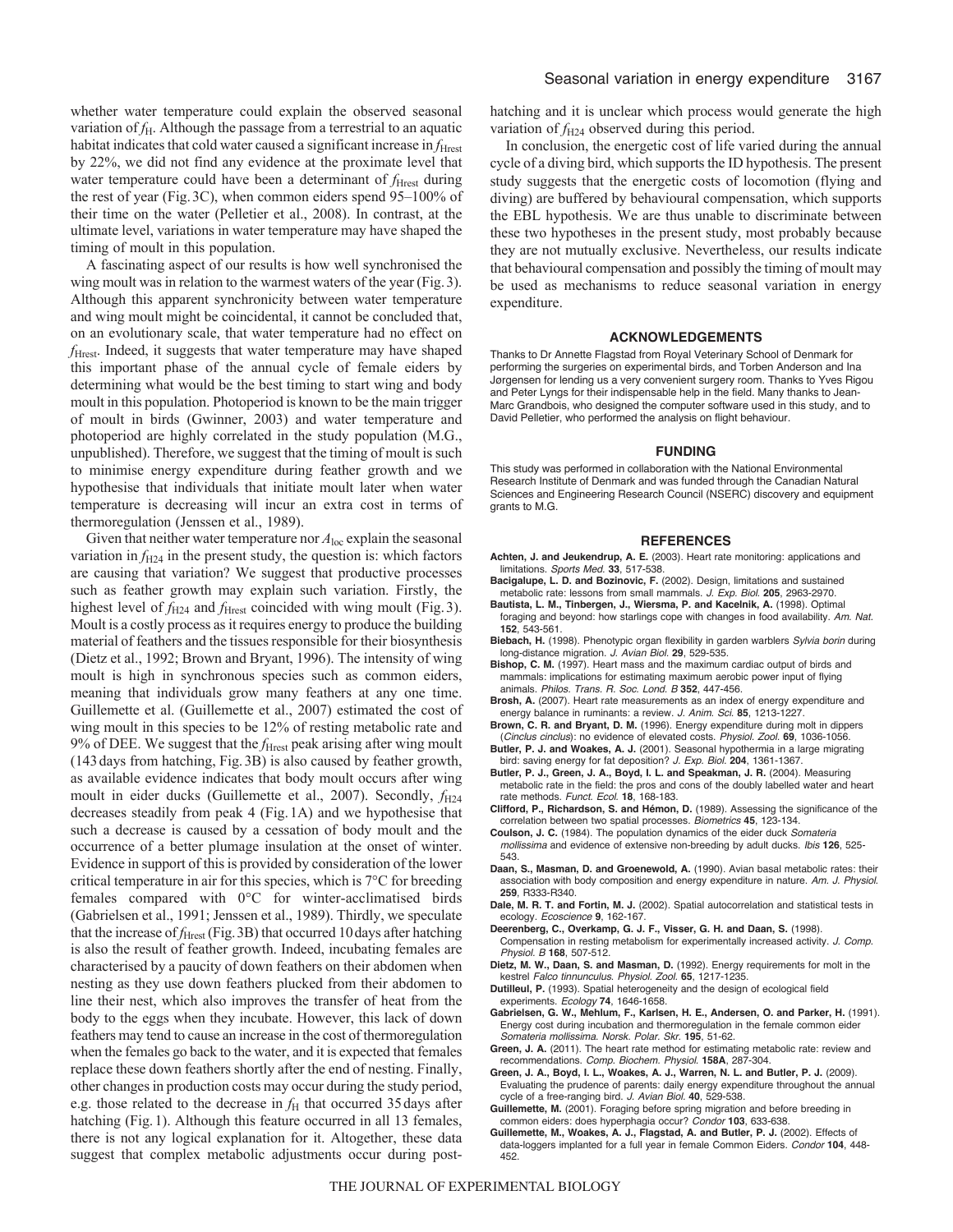whether water temperature could explain the observed seasonal variation of $f_H$. Although the passage from a terrestrial to an aquatic habitat indicates that cold water caused a significant increase in $f_{Hrest}$ by 22%, we did not find any evidence at the proximate level that water temperature could have been a determinant of $f_{Hrest}$ during the rest of year (Fig. 3C), when common eiders spend 95–100% of their time on the water (Pelletier et al., 2008). In contrast, at the ultimate level, variations in water temperature may have shaped the timing of moult in this population.

A fascinating aspect of our results is how well synchronised the wing moult was in relation to the warmest waters of the year (Fig. 3). Although this apparent synchronicity between water temperature and wing moult might be coincidental, it cannot be concluded that, on an evolutionary scale, that water temperature had no effect on $f_{Hrest}$. Indeed, it suggests that water temperature may have shaped this important phase of the annual cycle of female eiders by determining what would be the best timing to start wing and body moult in this population. Photoperiod is known to be the main trigger of moult in birds (Gwinner, 2003) and water temperature and photoperiod are highly correlated in the study population (M.G., unpublished). Therefore, we suggest that the timing of moult is such to minimise energy expenditure during feather growth and we hypothesise that individuals that initiate moult later when water temperature is decreasing will incur an extra cost in terms of thermoregulation (Jenssen et al., 1989).

Given that neither water temperature nor $A_{loc}$ explain the seasonal variation in $f_{H24}$ in the present study, the question is: which factors are causing that variation? We suggest that productive processes such as feather growth may explain such variation. Firstly, the highest level of $f_{H24}$ and $f_{Hrest}$ coincided with wing moult (Fig. 3). Moult is a costly process as it requires energy to produce the building material of feathers and the tissues responsible for their biosynthesis (Dietz et al., 1992; Brown and Bryant, 1996). The intensity of wing moult is high in synchronous species such as common eiders, meaning that individuals grow many feathers at any one time. Guillemette et al. (Guillemette et al., 2007) estimated the cost of wing moult in this species to be 12% of resting metabolic rate and 9% of DEE. We suggest that the $f_{Hrest}$ peak arising after wing moult (143 days from hatching, Fig. 3B) is also caused by feather growth, as available evidence indicates that body moult occurs after wing moult in eider ducks (Guillemette et al., 2007). Secondly, $f_{H24}$ decreases steadily from peak 4 (Fig. 1A) and we hypothesise that such a decrease is caused by a cessation of body moult and the occurrence of a better plumage insulation at the onset of winter. Evidence in support of this is provided by consideration of the lower critical temperature in air for this species, which is 7°C for breeding females compared with 0°C for winter-acclimatised birds (Gabrielsen et al., 1991; Jenssen et al., 1989). Thirdly, we speculate that the increase of $f_{Hrest}$ (Fig. 3B) that occurred 10 days after hatching is also the result of feather growth. Indeed, incubating females are characterised by a paucity of down feathers on their abdomen when nesting as they use down feathers plucked from their abdomen to line their nest, which also improves the transfer of heat from the body to the eggs when they incubate. However, this lack of down feathers may tend to cause an increase in the cost of thermoregulation when the females go back to the water, and it is expected that females replace these down feathers shortly after the end of nesting. Finally, other changes in production costs may occur during the study period, e.g. those related to the decrease in $f_H$ that occurred 35 days after hatching (Fig. 1). Although this feature occurred in all 13 females, there is not any logical explanation for it. Altogether, these data suggest that complex metabolic adjustments occur during post-hatching and it is unclear which process would generate the high variation of $f_{H24}$ observed during this period.

In conclusion, the energetic cost of life varied during the annual cycle of a diving bird, which supports the ID hypothesis. The present study suggests that the energetic costs of locomotion (flying and diving) are buffered by behavioural compensation, which supports the EBL hypothesis. We are thus unable to discriminate between these two hypotheses in the present study, most probably because they are not mutually exclusive. Nevertheless, our results indicate that behavioural compensation and possibly the timing of moult may be used as mechanisms to reduce seasonal variation in energy expenditure.

## ACKNOWLEDGEMENTS

Thanks to Dr Annette Flagstad from Royal Veterinary School of Denmark for performing the surgeries on experimental birds, and Torben Anderson and Ina Jørgensen for lending us a very convenient surgery room. Thanks to Yves Rigou and Peter Lyngs for their indispensable help in the field. Many thanks to Jean-Marc Grandbois, who designed the computer software used in this study, and to David Pelletier, who performed the analysis on flight behaviour.

## FUNDING

This study was performed in collaboration with the National Environmental Research Institute of Denmark and was funded through the Canadian Natural Sciences and Engineering Research Council (NSERC) discovery and equipment grants to M.G.

## REFERENCES

**Achten, J. and Jeukendrup, A. E.** (2003). Heart rate monitoring: applications and limitations. *Sports Med.* **33**, 517-538.

**Bacigalupe, L. D. and Bozinovic, F.** (2002). Design, limitations and sustained metabolic rate: lessons from small mammals. *J. Exp. Biol.* **205**, 2963-2970.

**Bautista, L. M., Tinbergen, J., Wiersma, P. and Kacelnik, A.** (1998). Optimal foraging and beyond: how starlings cope with changes in food availability. *Am. Nat.* **152**, 543-561.

**Biebach, H.** (1998). Phenotypic organ flexibility in garden warblers *Sylvia borin* during long-distance migration. *J. Avian Biol.* **29**, 529-535.

**Bishop, C. M.** (1997). Heart mass and the maximum cardiac output of birds and mammals: implications for estimating maximum aerobic power input of flying animals. *Philos. Trans. R. Soc. Lond. B* **352**, 447-456.

**Brosh, A.** (2007). Heart rate measurements as an index of energy expenditure and energy balance in ruminants: a review. *J. Anim. Sci.* **85**, 1213-1227.

**Brown, C. R. and Bryant, D. M.** (1996). Energy expenditure during molt in dippers (*Cinclus cinclus*): no evidence of elevated costs. *Physiol. Zool.* **69**, 1036-1056.

**Butler, P. J. and Woakes, A. J.** (2001). Seasonal hypothermia in a large migrating bird: saving energy for fat deposition? *J. Exp. Biol.* **204**, 1361-1367.

**Butler, P. J., Green, J. A., Boyd, I. L. and Speakman, J. R.** (2004). Measuring metabolic rate in the field: the pros and cons of the doubly labelled water and heart rate methods. *Funct. Ecol.* **18**, 168-183.

**Clifford, P., Richardson, S. and Hémon, D.** (1989). Assessing the significance of the correlation between two spatial processes. *Biometrics* **45**, 123-134.

**Coulson, J. C.** (1984). The population dynamics of the eider duck *Somateria mollissima* and evidence of extensive non-breeding by adult ducks. *Ibis* **126**, 525-543.

**Daan, S., Masman, D. and Groenewold, A.** (1990). Avian basal metabolic rates: their association with body composition and energy expenditure in nature. *Am. J. Physiol.* **259**, R333-R340.

**Dale, M. R. T. and Fortin, M. J.** (2002). Spatial autocorrelation and statistical tests in ecology. *Ecoscience* **9**, 162-167.

**Deerenberg, C., Overkamp, G. J. F., Visser, G. H. and Daan, S.** (1998). Compensation in resting metabolism for experimentally increased activity. *J. Comp. Physiol. B* **168**, 507-512.

**Dietz, M. W., Daan, S. and Masman, D.** (1992). Energy requirements for molt in the kestrel *Falco tinnunculus*. *Physiol. Zool.* **65**, 1217-1235.

**Dutilleul, P.** (1993). Spatial heterogeneity and the design of ecological field experiments. *Ecology* **74**, 1646-1658.

**Gabrielsen, G. W., Mehlum, F., Karlsen, H. E., Andersen, O. and Parker, H.** (1991). Energy cost during incubation and thermoregulation in the female common eider *Somateria mollissima*. *Norsk. Polar. Skr.* **195**, 51-62.

**Green, J. A.** (2011). The heart rate method for estimating metabolic rate: review and recommendations. *Comp. Biochem. Physiol.* **158A**, 287-304.

**Green, J. A., Boyd, I. L., Woakes, A. J., Warren, N. L. and Butler, P. J.** (2009). Evaluating the prudence of parents: daily energy expenditure throughout the annual cycle of a free-ranging bird. *J. Avian Biol.* **40**, 529-538.

**Guillemette, M.** (2001). Foraging before spring migration and before breeding in common eiders: does hyperphagia occur? *Condor* **103**, 633-638.

**Guillemette, M., Woakes, A. J., Flagstad, A. and Butler, P. J.** (2002). Effects of data-loggers implanted for a full year in female Common Eiders. *Condor* **104**, 448-452.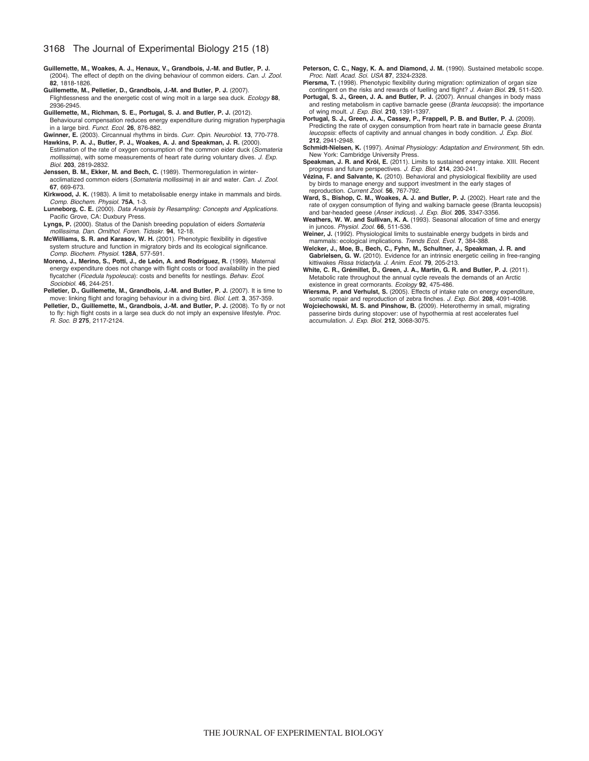**Guillemette, M., Woakes, A. J., Henaux, V., Grandbois, J.-M. and Butler, P. J.** (2004). The effect of depth on the diving behaviour of common eiders. *Can. J. Zool.* **82**, 1818-1826.

**Guillemette, M., Pelletier, D., Grandbois, J.-M. and Butler, P. J.** (2007). Flightlessness and the energetic cost of wing molt in a large sea duck. *Ecology* **88**, 2936-2945.

**Guillemette, M., Richman, S. E., Portugal, S. J. and Butler, P. J.** (2012). Behavioural compensation reduces energy expenditure during migration hyperphagia in a large bird. *Funct. Ecol.* **26**, 876-882.

**Gwinner, E.** (2003). Circannual rhythms in birds. *Curr. Opin. Neurobiol.* **13**, 770-778.

**Hawkins, P. A. J., Butler, P. J., Woakes, A. J. and Speakman, J. R.** (2000). Estimation of the rate of oxygen consumption of the common eider duck (*Somateria mollissima*), with some measurements of heart rate during voluntary dives. *J. Exp. Biol.* **203**, 2819-2832.

**Jenssen, B. M., Ekker, M. and Bech, C.** (1989). Thermoregulation in winter-acclimatized common eiders (*Somateria mollissima*) in air and water. *Can. J. Zool.* **67**, 669-673.

**Kirkwood, J. K.** (1983). A limit to metabolisable energy intake in mammals and birds. *Comp. Biochem. Physiol.* **75A**, 1-3.

**Lunneborg, C. E.** (2000). *Data Analysis by Resampling: Concepts and Applications*. Pacific Grove, CA: Duxbury Press.

**Lyngs, P.** (2000). Status of the Danish breeding population of eiders *Somateria mollissima*. *Dan. Ornithol. Foren. Tidsskr.* **94**, 12-18.

**McWilliams, S. R. and Karasov, W. H.** (2001). Phenotypic flexibility in digestive system structure and function in migratory birds and its ecological significance. *Comp. Biochem. Physiol.* **128A**, 577-591.

**Moreno, J., Merino, S., Potti, J., de León, A. and Rodríguez, R.** (1999). Maternal energy expenditure does not change with flight costs or food availability in the pied flycatcher (*Ficedula hypoleuca*): costs and benefits for nestlings. *Behav. Ecol. Sociobiol.* **46**, 244-251.

**Pelletier, D., Guillemette, M., Grandbois, J.-M. and Butler, P. J.** (2007). It is time to move: linking flight and foraging behaviour in a diving bird. *Biol. Lett.* **3**, 357-359.

**Pelletier, D., Guillemette, M., Grandbois, J.-M. and Butler, P. J.** (2008). To fly or not to fly: high flight costs in a large sea duck do not imply an expensive lifestyle. *Proc. R. Soc. B* **275**, 2117-2124.

**Peterson, C. C., Nagy, K. A. and Diamond, J. M.** (1990). Sustained metabolic scope. *Proc. Natl. Acad. Sci. USA* **87**, 2324-2328.

**Piersma, T.** (1998). Phenotypic flexibility during migration: optimization of organ size contingent on the risks and rewards of fuelling and flight? *J. Avian Biol.* **29**, 511-520.

**Portugal, S. J., Green, J. A. and Butler, P. J.** (2007). Annual changes in body mass and resting metabolism in captive barnacle geese (*Branta leucopsis*): the importance of wing moult. *J. Exp. Biol.* **210**, 1391-1397.

**Portugal, S. J., Green, J. A., Cassey, P., Frappell, P. B. and Butler, P. J.** (2009). Predicting the rate of oxygen consumption from heart rate in barnacle geese *Branta leucopsis*: effects of captivity and annual changes in body condition. *J. Exp. Biol.* **212**, 2941-2948.

**Schmidt-Nielsen, K.** (1997). *Animal Physiology: Adaptation and Environment*, 5th edn. New York: Cambridge University Press.

**Speakman, J. R. and Król, E.** (2011). Limits to sustained energy intake. XIII. Recent progress and future perspectives. *J. Exp. Biol.* **214**, 230-241.

**Vézina, F. and Salvante, K.** (2010). Behavioral and physiological flexibility are used by birds to manage energy and support investment in the early stages of reproduction. *Current Zool.* **56**, 767-792.

**Ward, S., Bishop, C. M., Woakes, A. J. and Butler, P. J.** (2002). Heart rate and the rate of oxygen consumption of flying and walking barnacle geese (Branta leucopsis) and bar-headed geese (*Anser indicus*). *J. Exp. Biol.* **205**, 3347-3356.

**Weathers, W. W. and Sullivan, K. A.** (1993). Seasonal allocation of time and energy in juncos. *Physiol. Zool.* **66**, 511-536.

**Weiner, J.** (1992). Physiological limits to sustainable energy budgets in birds and mammals: ecological implications. *Trends Ecol. Evol.* **7**, 384-388.

**Welcker, J., Moe, B., Bech, C., Fyhn, M., Schultner, J., Speakman, J. R. and Gabrielsen, G. W.** (2010). Evidence for an intrinsic energetic ceiling in free-ranging kittiwakes *Rissa tridactyla*. *J. Anim. Ecol.* **79**, 205-213.

**White, C. R., Grémillet, D., Green, J. A., Martin, G. R. and Butler, P. J.** (2011). Metabolic rate throughout the annual cycle reveals the demands of an Arctic existence in great cormorants. *Ecology* **92**, 475-486.

**Wiersma, P. and Verhulst, S.** (2005). Effects of intake rate on energy expenditure, somatic repair and reproduction of zebra finches. *J. Exp. Biol.* **208**, 4091-4098.

**Wojciechowski, M. S. and Pinshow, B.** (2009). Heterothermy in small, migrating passerine birds during stopover: use of hypothermia at rest accelerates fuel accumulation. *J. Exp. Biol.* **212**, 3068-3075.